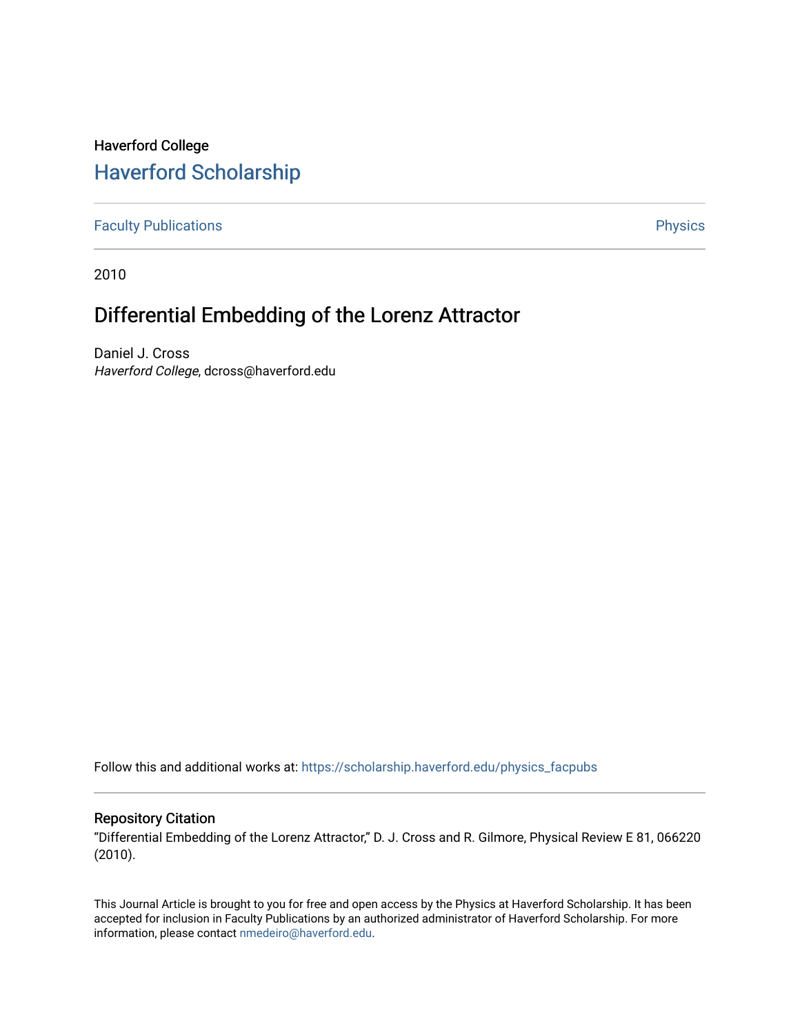Haverford College

## Haverford Scholarship

Faculty Publications

Physics

2010

# Differential Embedding of the Lorenz Attractor

Daniel J. Cross
*Haverford College*, dcross@haverford.edu

Follow this and additional works at: https://scholarship.haverford.edu/physics_facpubs

### Repository Citation

"Differential Embedding of the Lorenz Attractor," D. J. Cross and R. Gilmore, Physical Review E 81, 066220 (2010).

This Journal Article is brought to you for free and open access by the Physics at Haverford Scholarship. It has been accepted for inclusion in Faculty Publications by an authorized administrator of Haverford Scholarship. For more information, please contact nmedeiro@haverford.edu.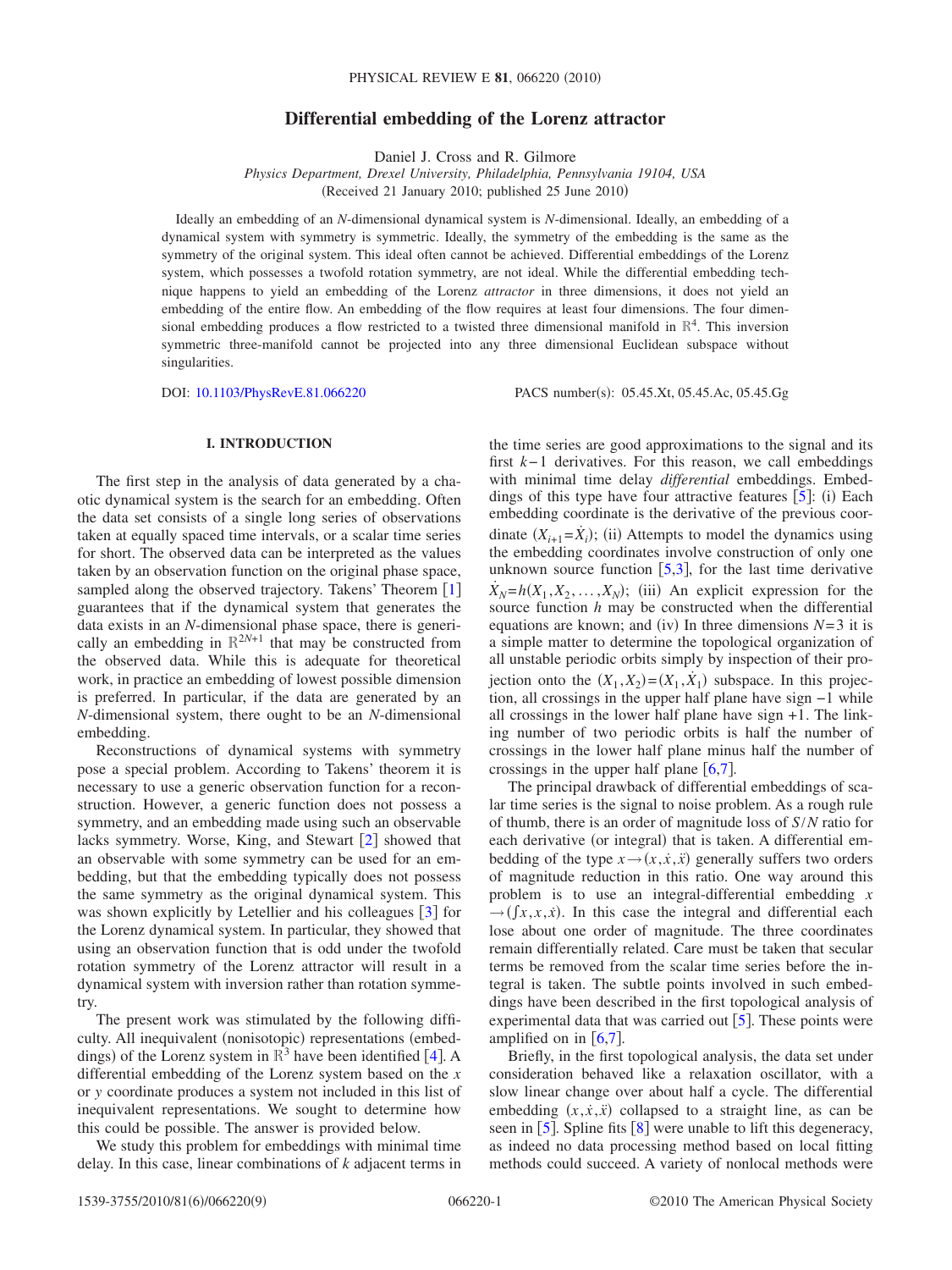# Differential embedding of the Lorenz attractor

Daniel J. Cross and R. Gilmore

*Physics Department, Drexel University, Philadelphia, Pennsylvania 19104, USA*

(Received 21 January 2010; published 25 June 2010)

Ideally an embedding of an $N$-dimensional dynamical system is $N$-dimensional. Ideally, an embedding of a dynamical system with symmetry is symmetric. Ideally, the symmetry of the embedding is the same as the symmetry of the original system. This ideal often cannot be achieved. Differential embeddings of the Lorenz system, which possesses a twofold rotation symmetry, are not ideal. While the differential embedding technique happens to yield an embedding of the Lorenz *attractor* in three dimensions, it does not yield an embedding of the entire flow. An embedding of the flow requires at least four dimensions. The four dimensional embedding produces a flow restricted to a twisted three dimensional manifold in $\mathbb{R}^4$. This inversion symmetric three-manifold cannot be projected into any three dimensional Euclidean subspace without singularities.

DOI: 10.1103/PhysRevE.81.066220    PACS number(s): 05.45.Xt, 05.45.Ac, 05.45.Gg

## I. INTRODUCTION

The first step in the analysis of data generated by a chaotic dynamical system is the search for an embedding. Often the data set consists of a single long series of observations taken at equally spaced time intervals, or a scalar time series for short. The observed data can be interpreted as the values taken by an observation function on the original phase space, sampled along the observed trajectory. Takens' Theorem [1] guarantees that if the dynamical system that generates the data exists in an $N$-dimensional phase space, there is generically an embedding in $\mathbb{R}^{2N+1}$ that may be constructed from the observed data. While this is adequate for theoretical work, in practice an embedding of lowest possible dimension is preferred. In particular, if the data are generated by an $N$-dimensional system, there ought to be an $N$-dimensional embedding.

Reconstructions of dynamical systems with symmetry pose a special problem. According to Takens' theorem it is necessary to use a generic observation function for a reconstruction. However, a generic function does not possess a symmetry, and an embedding made using such an observable lacks symmetry. Worse, King, and Stewart [2] showed that an observable with some symmetry can be used for an embedding, but that the embedding typically does not possess the same symmetry as the original dynamical system. This was shown explicitly by Letellier and his colleagues [3] for the Lorenz dynamical system. In particular, they showed that using an observation function that is odd under the twofold rotation symmetry of the Lorenz attractor will result in a dynamical system with inversion rather than rotation symmetry.

The present work was stimulated by the following difficulty. All inequivalent (nonisotopic) representations (embeddings) of the Lorenz system in $\mathbb{R}^3$ have been identified [4]. A differential embedding of the Lorenz system based on the $x$ or $y$ coordinate produces a system not included in this list of inequivalent representations. We sought to determine how this could be possible. The answer is provided below.

We study this problem for embeddings with minimal time delay. In this case, linear combinations of $k$ adjacent terms in the time series are good approximations to the signal and its first $k-1$ derivatives. For this reason, we call embeddings with minimal time delay *differential* embeddings. Embeddings of this type have four attractive features [5]: (i) Each embedding coordinate is the derivative of the previous coordinate ($X_{i+1}=\dot{X}_i$); (ii) Attempts to model the dynamics using the embedding coordinates involve construction of only one unknown source function [5,3], for the last time derivative $\dot{X}_N=h(X_1,X_2,\ldots,X_N)$; (iii) An explicit expression for the source function $h$ may be constructed when the differential equations are known; and (iv) In three dimensions $N=3$ it is a simple matter to determine the topological organization of all unstable periodic orbits simply by inspection of their projection onto the $(X_1,X_2)=(X_1,\dot{X}_1)$ subspace. In this projection, all crossings in the upper half plane have sign $-1$ while all crossings in the lower half plane have sign $+1$. The linking number of two periodic orbits is half the number of crossings in the lower half plane minus half the number of crossings in the upper half plane [6,7].

The principal drawback of differential embeddings of scalar time series is the signal to noise problem. As a rough rule of thumb, there is an order of magnitude loss of $S/N$ ratio for each derivative (or integral) that is taken. A differential embedding of the type $x\rightarrow(x,\dot{x},\ddot{x})$ generally suffers two orders of magnitude reduction in this ratio. One way around this problem is to use an integral-differential embedding $x\rightarrow(\int x,x,\dot{x})$. In this case the integral and differential each lose about one order of magnitude. The three coordinates remain differentially related. Care must be taken that secular terms be removed from the scalar time series before the integral is taken. The subtle points involved in such embeddings have been described in the first topological analysis of experimental data that was carried out [5]. These points were amplified on in [6,7].

Briefly, in the first topological analysis, the data set under consideration behaved like a relaxation oscillator, with a slow linear change over about half a cycle. The differential embedding $(x,\dot{x},\ddot{x})$ collapsed to a straight line, as can be seen in [5]. Spline fits [8] were unable to lift this degeneracy, as indeed no data processing method based on local fitting methods could succeed. A variety of nonlocal methods were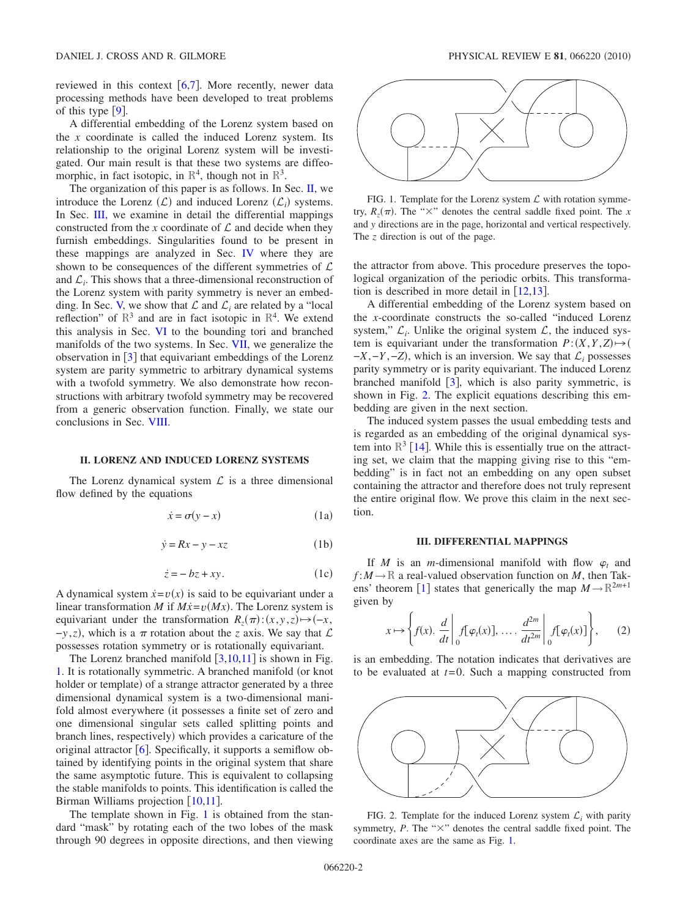reviewed in this context [6,7]. More recently, newer data processing methods have been developed to treat problems of this type [9].

A differential embedding of the Lorenz system based on the $x$ coordinate is called the induced Lorenz system. Its relationship to the original Lorenz system will be investigated. Our main result is that these two systems are diffeomorphic, in fact isotopic, in $\mathbb{R}^4$, though not in $\mathbb{R}^3$.

The organization of this paper is as follows. In Sec. II, we introduce the Lorenz ($\mathcal{L}$) and induced Lorenz ($\mathcal{L}_i$) systems. In Sec. III, we examine in detail the differential mappings constructed from the $x$ coordinate of $\mathcal{L}$ and decide when they furnish embeddings. Singularities found to be present in these mappings are analyzed in Sec. IV where they are shown to be consequences of the different symmetries of $\mathcal{L}$ and $\mathcal{L}_i$. This shows that a three-dimensional reconstruction of the Lorenz system with parity symmetry is never an embedding. In Sec. V, we show that $\mathcal{L}$ and $\mathcal{L}_i$ are related by a "local reflection" of $\mathbb{R}^3$ and are in fact isotopic in $\mathbb{R}^4$. We extend this analysis in Sec. VI to the bounding tori and branched manifolds of the two systems. In Sec. VII, we generalize the observation in [3] that equivariant embeddings of the Lorenz system are parity symmetric to arbitrary dynamical systems with a twofold symmetry. We also demonstrate how reconstructions with arbitrary twofold symmetry may be recovered from a generic observation function. Finally, we state our conclusions in Sec. VIII.

## II. LORENZ AND INDUCED LORENZ SYSTEMS

The Lorenz dynamical system $\mathcal{L}$ is a three dimensional flow defined by the equations

$$\dot{x} = \sigma(y - x) \tag{1a}$$

$$\dot{y} = Rx - y - xz \tag{1b}$$

$$\dot{z} = -bz + xy. \tag{1c}$$

A dynamical system $\dot{x}=v(x)$ is said to be equivariant under a linear transformation $M$ if $M\dot{x}=v(Mx)$. The Lorenz system is equivariant under the transformation $R_z(\pi):(x,y,z)\mapsto(-x,-y,z)$, which is a $\pi$ rotation about the $z$ axis. We say that $\mathcal{L}$ possesses rotation symmetry or is rotationally equivariant.

The Lorenz branched manifold [3,10,11] is shown in Fig. 1. It is rotationally symmetric. A branched manifold (or knot holder or template) of a strange attractor generated by a three dimensional dynamical system is a two-dimensional manifold almost everywhere (it possesses a finite set of zero and one dimensional singular sets called splitting points and branch lines, respectively) which provides a caricature of the original attractor [6]. Specifically, it supports a semiflow obtained by identifying points in the original system that share the same asymptotic future. This is equivalent to collapsing the stable manifolds to points. This identification is called the Birman Williams projection [10,11].

The template shown in Fig. 1 is obtained from the standard "mask" by rotating each of the two lobes of the mask through 90 degrees in opposite directions, and then viewing the attractor from above. This procedure preserves the topological organization of the periodic orbits. This transformation is described in more detail in [12,13].

FIG. 1. Template for the Lorenz system $\mathcal{L}$ with rotation symmetry, $R_z(\pi)$. The "×" denotes the central saddle fixed point. The $x$ and $y$ directions are in the page, horizontal and vertical respectively. The $z$ direction is out of the page.

A differential embedding of the Lorenz system based on the $x$-coordinate constructs the so-called "induced Lorenz system," $\mathcal{L}_i$. Unlike the original system $\mathcal{L}$, the induced system is equivariant under the transformation $P:(X,Y,Z)\mapsto(-X,-Y,-Z)$, which is an inversion. We say that $\mathcal{L}_i$ possesses parity symmetry or is parity equivariant. The induced Lorenz branched manifold [3], which is also parity symmetric, is shown in Fig. 2. The explicit equations describing this embedding are given in the next section.

The induced system passes the usual embedding tests and is regarded as an embedding of the original dynamical system into $\mathbb{R}^3$ [14]. While this is essentially true on the attracting set, we claim that the mapping giving rise to this "embedding" is in fact not an embedding on any open subset containing the attractor and therefore does not truly represent the entire original flow. We prove this claim in the next section.

## III. DIFFERENTIAL MAPPINGS

If $M$ is an $m$-dimensional manifold with flow $\varphi_t$ and $f:M\to\mathbb{R}$ a real-valued observation function on $M$, then Takens' theorem [1] states that generically the map $M\to\mathbb{R}^{2m+1}$ given by

$$x \mapsto \left\{ f(x), \left.\frac{d}{dt}\right|_0 f[\varphi_t(x)], \ldots, \left.\frac{d^{2m}}{dt^{2m}}\right|_0 f[\varphi_t(x)] \right\}, \tag{2}$$

is an embedding. The notation indicates that derivatives are to be evaluated at $t=0$. Such a mapping constructed from

FIG. 2. Template for the induced Lorenz system $\mathcal{L}_i$ with parity symmetry, $P$. The "×" denotes the central saddle fixed point. The coordinate axes are the same as Fig. 1.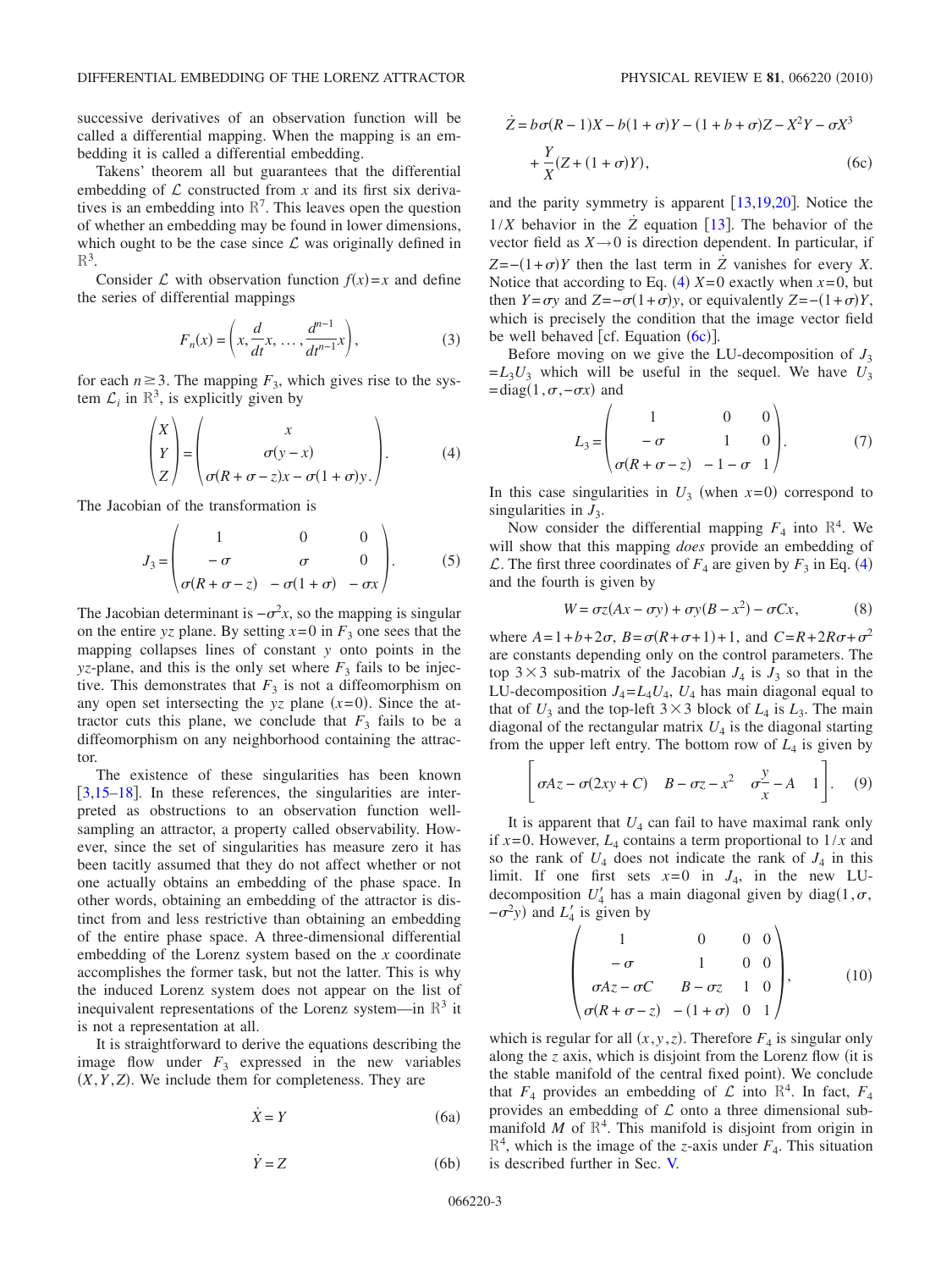successive derivatives of an observation function will be called a differential mapping. When the mapping is an embedding it is called a differential embedding.

Takens' theorem all but guarantees that the differential embedding of $\mathcal{L}$ constructed from $x$ and its first six derivatives is an embedding into $\mathbb{R}^7$. This leaves open the question of whether an embedding may be found in lower dimensions, which ought to be the case since $\mathcal{L}$ was originally defined in $\mathbb{R}^3$.

Consider $\mathcal{L}$ with observation function $f(x)=x$ and define the series of differential mappings

$$F_n(x) = \left(x, \frac{d}{dt}x, \ldots, \frac{d^{n-1}}{dt^{n-1}}x\right), \tag{3}$$

for each $n \geq 3$. The mapping $F_3$, which gives rise to the system $\mathcal{L}_i$ in $\mathbb{R}^3$, is explicitly given by

$$\begin{pmatrix} X \\ Y \\ Z \end{pmatrix} = \begin{pmatrix} x \\ \sigma(y-x) \\ \sigma(R+\sigma-z)x - \sigma(1+\sigma)y \end{pmatrix}. \tag{4}$$

The Jacobian of the transformation is

$$J_3 = \begin{pmatrix} 1 & 0 & 0 \\ -\sigma & \sigma & 0 \\ \sigma(R+\sigma-z) & -\sigma(1+\sigma) & -\sigma x \end{pmatrix}. \tag{5}$$

The Jacobian determinant is $-\sigma^2 x$, so the mapping is singular on the entire $yz$ plane. By setting $x=0$ in $F_3$ one sees that the mapping collapses lines of constant $y$ onto points in the $yz$-plane, and this is the only set where $F_3$ fails to be injective. This demonstrates that $F_3$ is not a diffeomorphism on any open set intersecting the $yz$ plane ($x=0$). Since the attractor cuts this plane, we conclude that $F_3$ fails to be a diffeomorphism on any neighborhood containing the attractor.

The existence of these singularities has been known [3,15–18]. In these references, the singularities are interpreted as obstructions to an observation function well-sampling an attractor, a property called observability. However, since the set of singularities has measure zero it has been tacitly assumed that they do not affect whether or not one actually obtains an embedding of the phase space. In other words, obtaining an embedding of the attractor is distinct from and less restrictive than obtaining an embedding of the entire phase space. A three-dimensional differential embedding of the Lorenz system based on the $x$ coordinate accomplishes the former task, but not the latter. This is why the induced Lorenz system does not appear on the list of inequivalent representations of the Lorenz system—in $\mathbb{R}^3$ it is not a representation at all.

It is straightforward to derive the equations describing the image flow under $F_3$ expressed in the new variables $(X,Y,Z)$. We include them for completeness. They are

$$\dot{X} = Y \tag{6a}$$

$$\dot{Y} = Z \tag{6b}$$

$$\dot{Z} = b\sigma(R-1)X - b(1+\sigma)Y - (1+b+\sigma)Z - X^2Y - \sigma X^3 + \frac{Y}{X}(Z+(1+\sigma)Y), \tag{6c}$$

and the parity symmetry is apparent [13,19,20]. Notice the $1/X$ behavior in the $\dot{Z}$ equation [13]. The behavior of the vector field as $X \to 0$ is direction dependent. In particular, if $Z=-(1+\sigma)Y$ then the last term in $\dot{Z}$ vanishes for every $X$. Notice that according to Eq. (4) $X=0$ exactly when $x=0$, but then $Y=\sigma y$ and $Z=-\sigma(1+\sigma)y$, or equivalently $Z=-(1+\sigma)Y$, which is precisely the condition that the image vector field be well behaved [cf. Equation (6c)].

Before moving on we give the LU-decomposition of $J_3 = L_3 U_3$ which will be useful in the sequel. We have $U_3 = \text{diag}(1, \sigma, -\sigma x)$ and

$$L_3 = \begin{pmatrix} 1 & 0 & 0 \\ -\sigma & 1 & 0 \\ \sigma(R+\sigma-z) & -1-\sigma & 1 \end{pmatrix}. \tag{7}$$

In this case singularities in $U_3$ (when $x=0$) correspond to singularities in $J_3$.

Now consider the differential mapping $F_4$ into $\mathbb{R}^4$. We will show that this mapping *does* provide an embedding of $\mathcal{L}$. The first three coordinates of $F_4$ are given by $F_3$ in Eq. (4) and the fourth is given by

$$W = \sigma z(Ax - \sigma y) + \sigma y(B - x^2) - \sigma Cx, \tag{8}$$

where $A=1+b+2\sigma$, $B=\sigma(R+\sigma+1)+1$, and $C=R+2R\sigma+\sigma^2$ are constants depending only on the control parameters. The top $3\times 3$ sub-matrix of the Jacobian $J_4$ is $J_3$ so that in the LU-decomposition $J_4 = L_4 U_4$, $U_4$ has main diagonal equal to that of $U_3$ and the top-left $3\times 3$ block of $L_4$ is $L_3$. The main diagonal of the rectangular matrix $U_4$ is the diagonal starting from the upper left entry. The bottom row of $L_4$ is given by

$$\left[\sigma Az - \sigma(2xy + C) \quad B - \sigma z - x^2 \quad \sigma\frac{y}{x} - A \quad 1\right]. \tag{9}$$

It is apparent that $U_4$ can fail to have maximal rank only if $x=0$. However, $L_4$ contains a term proportional to $1/x$ and so the rank of $U_4$ does not indicate the rank of $J_4$ in this limit. If one first sets $x=0$ in $J_4$, in the new LU-decomposition $U_4'$ has a main diagonal given by $\text{diag}(1, \sigma, -\sigma^2 y)$ and $L_4'$ is given by

$$\begin{pmatrix} 1 & 0 & 0 & 0 \\ -\sigma & 1 & 0 & 0 \\ \sigma Az - \sigma C & B - \sigma z & 1 & 0 \\ \sigma(R+\sigma-z) & -(1+\sigma) & 0 & 1 \end{pmatrix}, \tag{10}$$

which is regular for all $(x,y,z)$. Therefore $F_4$ is singular only along the $z$ axis, which is disjoint from the Lorenz flow (it is the stable manifold of the central fixed point). We conclude that $F_4$ provides an embedding of $\mathcal{L}$ into $\mathbb{R}^4$. In fact, $F_4$ provides an embedding of $\mathcal{L}$ onto a three dimensional submanifold $M$ of $\mathbb{R}^4$. This manifold is disjoint from origin in $\mathbb{R}^4$, which is the image of the $z$-axis under $F_4$. This situation is described further in Sec. V.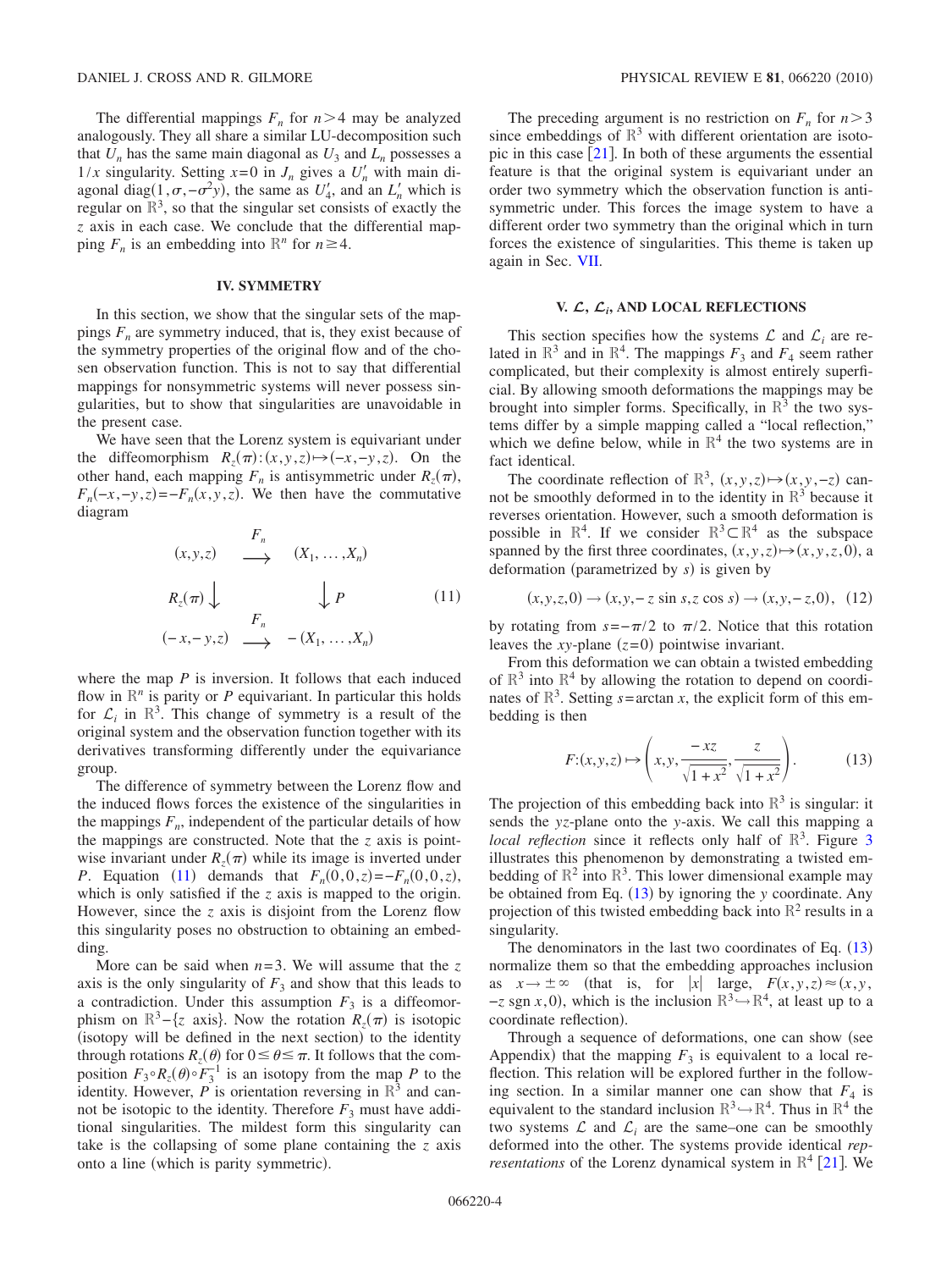The differential mappings $F_n$ for $n>4$ may be analyzed analogously. They all share a similar LU-decomposition such that $U_n$ has the same main diagonal as $U_3$ and $L_n$ possesses a $1/x$ singularity. Setting $x=0$ in $J_n$ gives a $U_n'$ with main diagonal $\mathrm{diag}(1,\sigma,-\sigma^2 y)$, the same as $U_4'$, and an $L_n'$ which is regular on $\mathbb{R}^3$, so that the singular set consists of exactly the $z$ axis in each case. We conclude that the differential mapping $F_n$ is an embedding into $\mathbb{R}^n$ for $n\geq 4$.

## IV. SYMMETRY

In this section, we show that the singular sets of the mappings $F_n$ are symmetry induced, that is, they exist because of the symmetry properties of the original flow and of the chosen observation function. This is not to say that differential mappings for nonsymmetric systems will never possess singularities, but to show that singularities are unavoidable in the present case.

We have seen that the Lorenz system is equivariant under the diffeomorphism $R_z(\pi):(x,y,z)\mapsto(-x,-y,z)$. On the other hand, each mapping $F_n$ is antisymmetric under $R_z(\pi)$, $F_n(-x,-y,z)=-F_n(x,y,z)$. We then have the commutative diagram

$$
\begin{array}{ccc}
(x,y,z) & \xrightarrow{F_n} & (X_1,\ldots,X_n) \\
R_z(\pi)\downarrow & & \downarrow P \\
(-x,-y,z) & \xrightarrow{F_n} & -(X_1,\ldots,X_n)
\end{array}
\qquad (11)
$$

where the map $P$ is inversion. It follows that each induced flow in $\mathbb{R}^n$ is parity or $P$ equivariant. In particular this holds for $\mathcal{L}_i$ in $\mathbb{R}^3$. This change of symmetry is a result of the original system and the observation function together with its derivatives transforming differently under the equivariance group.

The difference of symmetry between the Lorenz flow and the induced flows forces the existence of the singularities in the mappings $F_n$, independent of the particular details of how the mappings are constructed. Note that the $z$ axis is pointwise invariant under $R_z(\pi)$ while its image is inverted under $P$. Equation (11) demands that $F_n(0,0,z)=-F_n(0,0,z)$, which is only satisfied if the $z$ axis is mapped to the origin. However, since the $z$ axis is disjoint from the Lorenz flow this singularity poses no obstruction to obtaining an embedding.

More can be said when $n=3$. We will assume that the $z$ axis is the only singularity of $F_3$ and show that this leads to a contradiction. Under this assumption $F_3$ is a diffeomorphism on $\mathbb{R}^3-\{z \text{ axis}\}$. Now the rotation $R_z(\pi)$ is isotopic (isotopy will be defined in the next section) to the identity through rotations $R_z(\theta)$ for $0\leq\theta\leq\pi$. It follows that the composition $F_3\circ R_z(\theta)\circ F_3^{-1}$ is an isotopy from the map $P$ to the identity. However, $P$ is orientation reversing in $\mathbb{R}^3$ and cannot be isotopic to the identity. Therefore $F_3$ must have additional singularities. The mildest form this singularity can take is the collapsing of some plane containing the $z$ axis onto a line (which is parity symmetric).

The preceding argument is no restriction on $F_n$ for $n>3$ since embeddings of $\mathbb{R}^3$ with different orientation are isotopic in this case [21]. In both of these arguments the essential feature is that the original system is equivariant under an order two symmetry which the observation function is antisymmetric under. This forces the image system to have a different order two symmetry than the original which in turn forces the existence of singularities. This theme is taken up again in Sec. VII.

## V. $\mathcal{L}$, $\mathcal{L}_i$, AND LOCAL REFLECTIONS

This section specifies how the systems $\mathcal{L}$ and $\mathcal{L}_i$ are related in $\mathbb{R}^3$ and in $\mathbb{R}^4$. The mappings $F_3$ and $F_4$ seem rather complicated, but their complexity is almost entirely superficial. By allowing smooth deformations the mappings may be brought into simpler forms. Specifically, in $\mathbb{R}^3$ the two systems differ by a simple mapping called a "local reflection," which we define below, while in $\mathbb{R}^4$ the two systems are in fact identical.

The coordinate reflection of $\mathbb{R}^3$, $(x,y,z)\mapsto(x,y,-z)$ cannot be smoothly deformed in to the identity in $\mathbb{R}^3$ because it reverses orientation. However, such a smooth deformation is possible in $\mathbb{R}^4$. If we consider $\mathbb{R}^3\subset\mathbb{R}^4$ as the subspace spanned by the first three coordinates, $(x,y,z)\mapsto(x,y,z,0)$, a deformation (parametrized by $s$) is given by

$$
(x,y,z,0)\to(x,y,-z\sin s,z\cos s)\to(x,y,-z,0), \quad (12)
$$

by rotating from $s=-\pi/2$ to $\pi/2$. Notice that this rotation leaves the $xy$-plane $(z=0)$ pointwise invariant.

From this deformation we can obtain a twisted embedding of $\mathbb{R}^3$ into $\mathbb{R}^4$ by allowing the rotation to depend on coordinates of $\mathbb{R}^3$. Setting $s=\arctan x$, the explicit form of this embedding is then

$$
F:(x,y,z)\mapsto\left(x,y,\frac{-xz}{\sqrt{1+x^2}},\frac{z}{\sqrt{1+x^2}}\right). \quad (13)
$$

The projection of this embedding back into $\mathbb{R}^3$ is singular: it sends the $yz$-plane onto the $y$-axis. We call this mapping a *local reflection* since it reflects only half of $\mathbb{R}^3$. Figure 3 illustrates this phenomenon by demonstrating a twisted embedding of $\mathbb{R}^2$ into $\mathbb{R}^3$. This lower dimensional example may be obtained from Eq. (13) by ignoring the $y$ coordinate. Any projection of this twisted embedding back into $\mathbb{R}^2$ results in a singularity.

The denominators in the last two coordinates of Eq. (13) normalize them so that the embedding approaches inclusion as $x\to\pm\infty$ (that is, for $|x|$ large, $F(x,y,z)\approx(x,y,-z\,\mathrm{sgn}\,x,0)$, which is the inclusion $\mathbb{R}^3\hookrightarrow\mathbb{R}^4$, at least up to a coordinate reflection).

Through a sequence of deformations, one can show (see Appendix) that the mapping $F_3$ is equivalent to a local reflection. This relation will be explored further in the following section. In a similar manner one can show that $F_4$ is equivalent to the standard inclusion $\mathbb{R}^3\hookrightarrow\mathbb{R}^4$. Thus in $\mathbb{R}^4$ the two systems $\mathcal{L}$ and $\mathcal{L}_i$ are the same–one can be smoothly deformed into the other. The systems provide identical *representations* of the Lorenz dynamical system in $\mathbb{R}^4$ [21]. We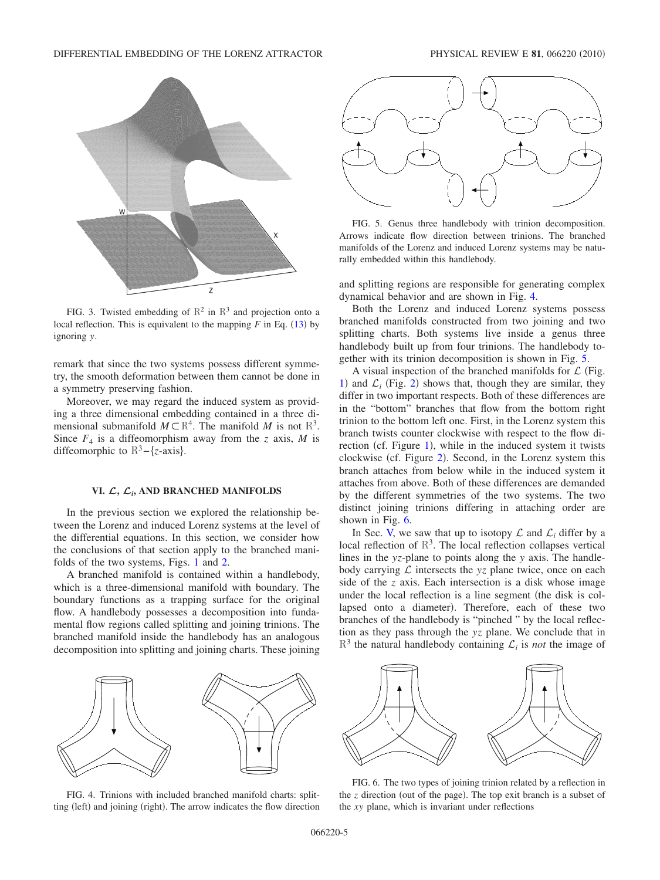FIG. 3. Twisted embedding of $\mathbb{R}^2$ in $\mathbb{R}^3$ and projection onto a local reflection. This is equivalent to the mapping $F$ in Eq. (13) by ignoring $y$.

remark that since the two systems possess different symmetry, the smooth deformation between them cannot be done in a symmetry preserving fashion.

Moreover, we may regard the induced system as providing a three dimensional embedding contained in a three dimensional submanifold $M \subset \mathbb{R}^4$. The manifold $M$ is not $\mathbb{R}^3$. Since $F_4$ is a diffeomorphism away from the $z$ axis, $M$ is diffeomorphic to $\mathbb{R}^3 - \{z\text{-axis}\}$.

### VI. $\mathcal{L}$, $\mathcal{L}_i$, AND BRANCHED MANIFOLDS

In the previous section we explored the relationship between the Lorenz and induced Lorenz systems at the level of the differential equations. In this section, we consider how the conclusions of that section apply to the branched manifolds of the two systems, Figs. 1 and 2.

A branched manifold is contained within a handlebody, which is a three-dimensional manifold with boundary. The boundary functions as a trapping surface for the original flow. A handlebody possesses a decomposition into fundamental flow regions called splitting and joining trinions. The branched manifold inside the handlebody has an analogous decomposition into splitting and joining charts. These joining and splitting regions are responsible for generating complex dynamical behavior and are shown in Fig. 4.

FIG. 5. Genus three handlebody with trinion decomposition. Arrows indicate flow direction between trinions. The branched manifolds of the Lorenz and induced Lorenz systems may be naturally embedded within this handlebody.

Both the Lorenz and induced Lorenz systems possess branched manifolds constructed from two joining and two splitting charts. Both systems live inside a genus three handlebody built up from four trinions. The handlebody together with its trinion decomposition is shown in Fig. 5.

A visual inspection of the branched manifolds for $\mathcal{L}$ (Fig. 1) and $\mathcal{L}_i$ (Fig. 2) shows that, though they are similar, they differ in two important respects. Both of these differences are in the "bottom" branches that flow from the bottom right trinion to the bottom left one. First, in the Lorenz system this branch twists counter clockwise with respect to the flow direction (cf. Figure 1), while in the induced system it twists clockwise (cf. Figure 2). Second, in the Lorenz system this branch attaches from below while in the induced system it attaches from above. Both of these differences are demanded by the different symmetries of the two systems. The two distinct joining trinions differing in attaching order are shown in Fig. 6.

In Sec. V, we saw that up to isotopy $\mathcal{L}$ and $\mathcal{L}_i$ differ by a local reflection of $\mathbb{R}^3$. The local reflection collapses vertical lines in the $yz$-plane to points along the $y$ axis. The handlebody carrying $\mathcal{L}$ intersects the $yz$ plane twice, once on each side of the $z$ axis. Each intersection is a disk whose image under the local reflection is a line segment (the disk is collapsed onto a diameter). Therefore, each of these two branches of the handlebody is "pinched" by the local reflection as they pass through the $yz$ plane. We conclude that in $\mathbb{R}^3$ the natural handlebody containing $\mathcal{L}_i$ is *not* the image of

FIG. 4. Trinions with included branched manifold charts: splitting (left) and joining (right). The arrow indicates the flow direction

FIG. 6. The two types of joining trinion related by a reflection in the $z$ direction (out of the page). The top exit branch is a subset of the $xy$ plane, which is invariant under reflections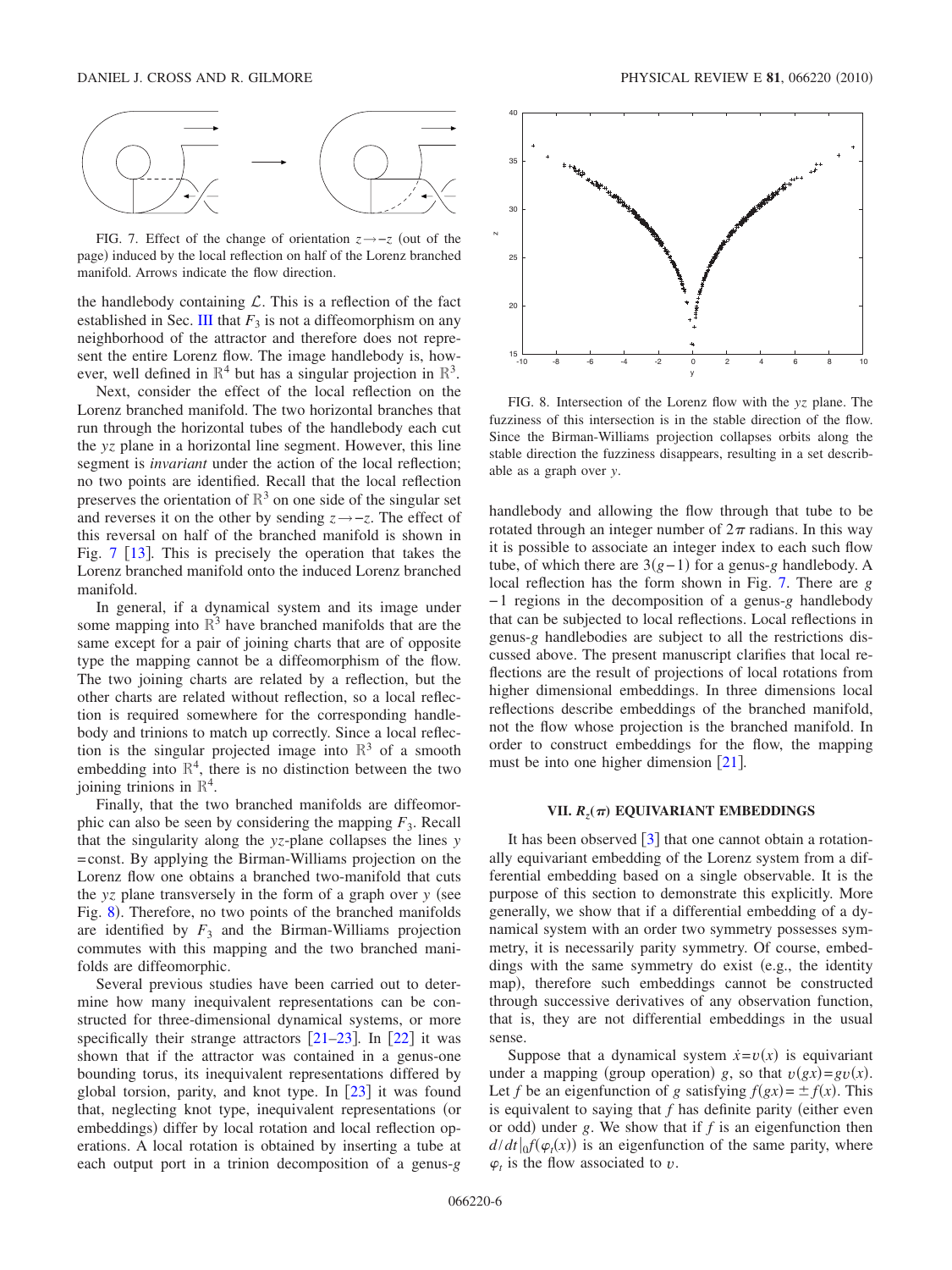FIG. 7. Effect of the change of orientation $z \to -z$ (out of the page) induced by the local reflection on half of the Lorenz branched manifold. Arrows indicate the flow direction.

the handlebody containing $\mathcal{L}$. This is a reflection of the fact established in Sec. III that $F_3$ is not a diffeomorphism on any neighborhood of the attractor and therefore does not represent the entire Lorenz flow. The image handlebody is, however, well defined in $\mathbb{R}^4$ but has a singular projection in $\mathbb{R}^3$.

Next, consider the effect of the local reflection on the Lorenz branched manifold. The two horizontal branches that run through the horizontal tubes of the handlebody each cut the $yz$ plane in a horizontal line segment. However, this line segment is *invariant* under the action of the local reflection; no two points are identified. Recall that the local reflection preserves the orientation of $\mathbb{R}^3$ on one side of the singular set and reverses it on the other by sending $z \to -z$. The effect of this reversal on half of the branched manifold is shown in Fig. 7 [13]. This is precisely the operation that takes the Lorenz branched manifold onto the induced Lorenz branched manifold.

In general, if a dynamical system and its image under some mapping into $\mathbb{R}^3$ have branched manifolds that are the same except for a pair of joining charts that are of opposite type the mapping cannot be a diffeomorphism of the flow. The two joining charts are related by a reflection, but the other charts are related without reflection, so a local reflection is required somewhere for the corresponding handlebody and trinions to match up correctly. Since a local reflection is the singular projected image into $\mathbb{R}^3$ of a smooth embedding into $\mathbb{R}^4$, there is no distinction between the two joining trinions in $\mathbb{R}^4$.

Finally, that the two branched manifolds are diffeomorphic can also be seen by considering the mapping $F_3$. Recall that the singularity along the $yz$-plane collapses the lines $y = \text{const}$. By applying the Birman-Williams projection on the Lorenz flow one obtains a branched two-manifold that cuts the $yz$ plane transversely in the form of a graph over $y$ (see Fig. 8). Therefore, no two points of the branched manifolds are identified by $F_3$ and the Birman-Williams projection commutes with this mapping and the two branched manifolds are diffeomorphic.

Several previous studies have been carried out to determine how many inequivalent representations can be constructed for three-dimensional dynamical systems, or more specifically their strange attractors [21–23]. In [22] it was shown that if the attractor was contained in a genus-one bounding torus, its inequivalent representations differed by global torsion, parity, and knot type. In [23] it was found that, neglecting knot type, inequivalent representations (or embeddings) differ by local rotation and local reflection operations. A local rotation is obtained by inserting a tube at each output port in a trinion decomposition of a genus-$g$ handlebody and allowing the flow through that tube to be rotated through an integer number of $2\pi$ radians. In this way it is possible to associate an integer index to each such flow tube, of which there are $3(g-1)$ for a genus-$g$ handlebody. A local reflection has the form shown in Fig. 7. There are $g-1$ regions in the decomposition of a genus-$g$ handlebody that can be subjected to local reflections. Local reflections in genus-$g$ handlebodies are subject to all the restrictions discussed above. The present manuscript clarifies that local reflections are the result of projections of local rotations from higher dimensional embeddings. In three dimensions local reflections describe embeddings of the branched manifold, not the flow whose projection is the branched manifold. In order to construct embeddings for the flow, the mapping must be into one higher dimension [21].

FIG. 8. Intersection of the Lorenz flow with the $yz$ plane. The fuzziness of this intersection is in the stable direction of the flow. Since the Birman-Williams projection collapses orbits along the stable direction the fuzziness disappears, resulting in a set describable as a graph over $y$.

## VII. $R_z(\pi)$ EQUIVARIANT EMBEDDINGS

It has been observed [3] that one cannot obtain a rotationally equivariant embedding of the Lorenz system from a differential embedding based on a single observable. It is the purpose of this section to demonstrate this explicitly. More generally, we show that if a differential embedding of a dynamical system with an order two symmetry possesses symmetry, it is necessarily parity symmetry. Of course, embeddings with the same symmetry do exist (e.g., the identity map), therefore such embeddings cannot be constructed through successive derivatives of any observation function, that is, they are not differential embeddings in the usual sense.

Suppose that a dynamical system $\dot{x} = v(x)$ is equivariant under a mapping (group operation) $g$, so that $v(gx) = gv(x)$. Let $f$ be an eigenfunction of $g$ satisfying $f(gx) = \pm f(x)$. This is equivalent to saying that $f$ has definite parity (either even or odd) under $g$. We show that if $f$ is an eigenfunction then $d/dt|_0 f(\varphi_t(x))$ is an eigenfunction of the same parity, where $\varphi_t$ is the flow associated to $v$.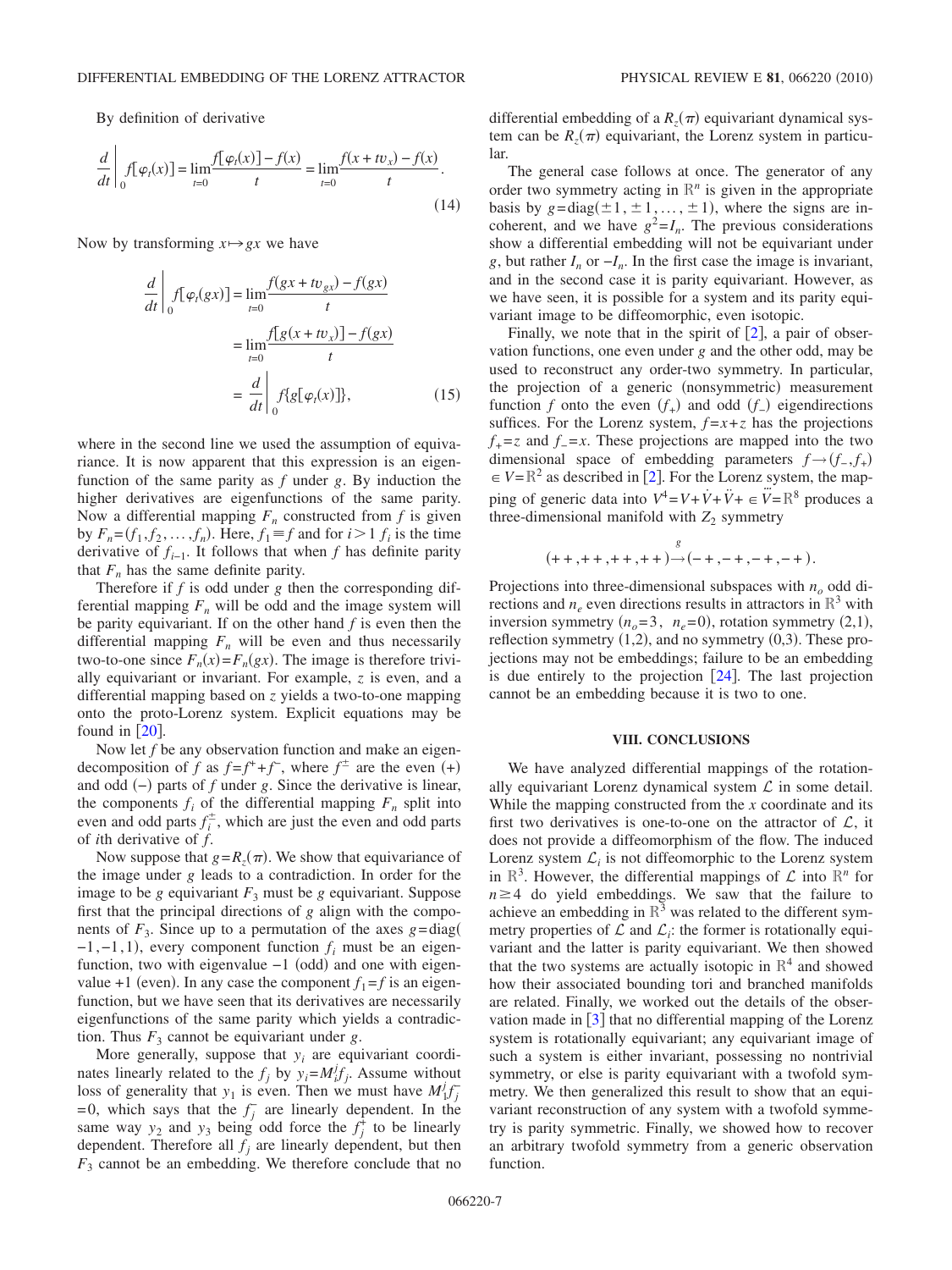By definition of derivative

$$\left.\frac{d}{dt}\right|_0 f[\varphi_t(x)] = \lim_{t=0}\frac{f[\varphi_t(x)] - f(x)}{t} = \lim_{t=0}\frac{f(x+tv_x) - f(x)}{t}. \tag{14}$$

Now by transforming $x \mapsto gx$ we have

$$\begin{aligned}\left.\frac{d}{dt}\right|_0 f[\varphi_t(gx)] &= \lim_{t=0}\frac{f(gx+tv_{gx}) - f(gx)}{t} \\ &= \lim_{t=0}\frac{f[g(x+tv_x)] - f(gx)}{t} \\ &= \left.\frac{d}{dt}\right|_0 f\{g[\varphi_t(x)]\},\end{aligned} \tag{15}$$

where in the second line we used the assumption of equivariance. It is now apparent that this expression is an eigenfunction of the same parity as $f$ under $g$. By induction the higher derivatives are eigenfunctions of the same parity. Now a differential mapping $F_n$ constructed from $f$ is given by $F_n = (f_1, f_2, \ldots, f_n)$. Here, $f_1 \equiv f$ and for $i > 1$ $f_i$ is the time derivative of $f_{i-1}$. It follows that when $f$ has definite parity that $F_n$ has the same definite parity.

Therefore if $f$ is odd under $g$ then the corresponding differential mapping $F_n$ will be odd and the image system will be parity equivariant. If on the other hand $f$ is even then the differential mapping $F_n$ will be even and thus necessarily two-to-one since $F_n(x) = F_n(gx)$. The image is therefore trivially equivariant or invariant. For example, $z$ is even, and a differential mapping based on $z$ yields a two-to-one mapping onto the proto-Lorenz system. Explicit equations may be found in [20].

Now let $f$ be any observation function and make an eigendecomposition of $f$ as $f = f^+ + f^-$, where $f^\pm$ are the even $(+)$ and odd $(-)$ parts of $f$ under $g$. Since the derivative is linear, the components $f_i$ of the differential mapping $F_n$ split into even and odd parts $f_i^\pm$, which are just the even and odd parts of $i$th derivative of $f$.

Now suppose that $g = R_z(\pi)$. We show that equivariance of the image under $g$ leads to a contradiction. In order for the image to be $g$ equivariant $F_3$ must be $g$ equivariant. Suppose first that the principal directions of $g$ align with the components of $F_3$. Since up to a permutation of the axes $g = \mathrm{diag}(-1, -1, 1)$, every component function $f_i$ must be an eigenfunction, two with eigenvalue $-1$ (odd) and one with eigenvalue $+1$ (even). In any case the component $f_1 = f$ is an eigenfunction, but we have seen that its derivatives are necessarily eigenfunctions of the same parity which yields a contradiction. Thus $F_3$ cannot be equivariant under $g$.

More generally, suppose that $y_i$ are equivariant coordinates linearly related to the $f_j$ by $y_i = M_i^j f_j$. Assume without loss of generality that $y_1$ is even. Then we must have $M_1^j f_j^- = 0$, which says that the $f_j^-$ are linearly dependent. In the same way $y_2$ and $y_3$ being odd force the $f_j^+$ to be linearly dependent. Therefore all $f_j$ are linearly dependent, but then $F_3$ cannot be an embedding. We therefore conclude that no differential embedding of a $R_z(\pi)$ equivariant dynamical system can be $R_z(\pi)$ equivariant, the Lorenz system in particular.

The general case follows at once. The generator of any order two symmetry acting in $\mathbb{R}^n$ is given in the appropriate basis by $g = \mathrm{diag}(\pm 1, \pm 1, \ldots, \pm 1)$, where the signs are incoherent, and we have $g^2 = I_n$. The previous considerations show a differential embedding will not be equivariant under $g$, but rather $I_n$ or $-I_n$. In the first case the image is invariant, and in the second case it is parity equivariant. However, as we have seen, it is possible for a system and its parity equivariant image to be diffeomorphic, even isotopic.

Finally, we note that in the spirit of [2], a pair of observation functions, one even under $g$ and the other odd, may be used to reconstruct any order-two symmetry. In particular, the projection of a generic (nonsymmetric) measurement function $f$ onto the even $(f_+)$ and odd $(f_-)$ eigendirections suffices. For the Lorenz system, $f = x + z$ has the projections $f_+ = z$ and $f_- = x$. These projections are mapped into the two dimensional space of embedding parameters $f \to (f_-, f_+) \in V = \mathbb{R}^2$ as described in [2]. For the Lorenz system, the mapping of generic data into $V^4 = V + \dot{V} + \ddot{V} + \dddot{V} = \mathbb{R}^8$ produces a three-dimensional manifold with $Z_2$ symmetry

$$(++,++,++,++) \xrightarrow{g} (-+,-+,-+,-+).$$

Projections into three-dimensional subspaces with $n_o$ odd directions and $n_e$ even directions results in attractors in $\mathbb{R}^3$ with inversion symmetry $(n_o = 3,\ n_e = 0)$, rotation symmetry $(2,1)$, reflection symmetry $(1,2)$, and no symmetry $(0,3)$. These projections may not be embeddings; failure to be an embedding is due entirely to the projection [24]. The last projection cannot be an embedding because it is two to one.

## VIII. CONCLUSIONS

We have analyzed differential mappings of the rotationally equivariant Lorenz dynamical system $\mathcal{L}$ in some detail. While the mapping constructed from the $x$ coordinate and its first two derivatives is one-to-one on the attractor of $\mathcal{L}$, it does not provide a diffeomorphism of the flow. The induced Lorenz system $\mathcal{L}_i$ is not diffeomorphic to the Lorenz system in $\mathbb{R}^3$. However, the differential mappings of $\mathcal{L}$ into $\mathbb{R}^n$ for $n \geq 4$ do yield embeddings. We saw that the failure to achieve an embedding in $\mathbb{R}^3$ was related to the different symmetry properties of $\mathcal{L}$ and $\mathcal{L}_i$: the former is rotationally equivariant and the latter is parity equivariant. We then showed that the two systems are actually isotopic in $\mathbb{R}^4$ and showed how their associated bounding tori and branched manifolds are related. Finally, we worked out the details of the observation made in [3] that no differential mapping of the Lorenz system is rotationally equivariant; any equivariant image of such a system is either invariant, possessing no nontrivial symmetry, or else is parity equivariant with a twofold symmetry. We then generalized this result to show that an equivariant reconstruction of any system with a twofold symmetry is parity symmetric. Finally, we showed how to recover an arbitrary twofold symmetry from a generic observation function.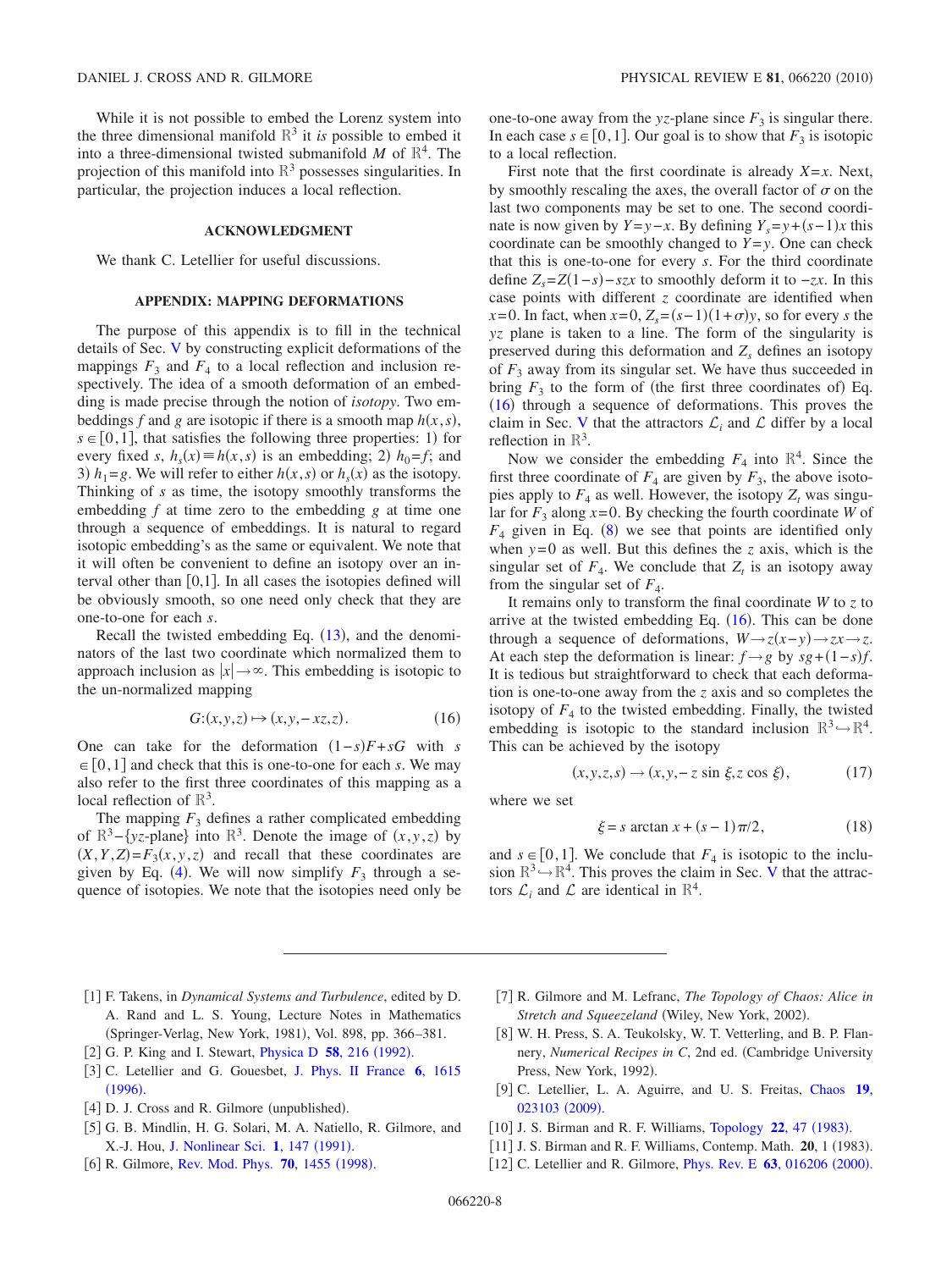While it is not possible to embed the Lorenz system into the three dimensional manifold $\mathbb{R}^3$ it *is* possible to embed it into a three-dimensional twisted submanifold $M$ of $\mathbb{R}^4$. The projection of this manifold into $\mathbb{R}^3$ possesses singularities. In particular, the projection induces a local reflection.

## ACKNOWLEDGMENT

We thank C. Letellier for useful discussions.

## APPENDIX: MAPPING DEFORMATIONS

The purpose of this appendix is to fill in the technical details of Sec. V by constructing explicit deformations of the mappings $F_3$ and $F_4$ to a local reflection and inclusion respectively. The idea of a smooth deformation of an embedding is made precise through the notion of *isotopy*. Two embeddings $f$ and $g$ are isotopic if there is a smooth map $h(x,s)$, $s\in[0,1]$, that satisfies the following three properties: 1) for every fixed $s$, $h_s(x)\equiv h(x,s)$ is an embedding; 2) $h_0=f$; and 3) $h_1=g$. We will refer to either $h(x,s)$ or $h_s(x)$ as the isotopy. Thinking of $s$ as time, the isotopy smoothly transforms the embedding $f$ at time zero to the embedding $g$ at time one through a sequence of embeddings. It is natural to regard isotopic embedding's as the same or equivalent. We note that it will often be convenient to define an isotopy over an interval other than $[0,1]$. In all cases the isotopies defined will be obviously smooth, so one need only check that they are one-to-one for each $s$.

Recall the twisted embedding Eq. (13), and the denominators of the last two coordinate which normalized them to approach inclusion as $|x|\to\infty$. This embedding is isotopic to the un-normalized mapping

$$G:(x,y,z)\mapsto(x,y,-xz,z). \tag{16}$$

One can take for the deformation $(1-s)F+sG$ with $s\in[0,1]$ and check that this is one-to-one for each $s$. We may also refer to the first three coordinates of this mapping as a local reflection of $\mathbb{R}^3$.

The mapping $F_3$ defines a rather complicated embedding of $\mathbb{R}^3-\{yz\text{-plane}\}$ into $\mathbb{R}^3$. Denote the image of $(x,y,z)$ by $(X,Y,Z)=F_3(x,y,z)$ and recall that these coordinates are given by Eq. (4). We will now simplify $F_3$ through a sequence of isotopies. We note that the isotopies need only be one-to-one away from the $yz$-plane since $F_3$ is singular there. In each case $s\in[0,1]$. Our goal is to show that $F_3$ is isotopic to a local reflection.

First note that the first coordinate is already $X=x$. Next, by smoothly rescaling the axes, the overall factor of $\sigma$ on the last two components may be set to one. The second coordinate is now given by $Y=y-x$. By defining $Y_s=y+(s-1)x$ this coordinate can be smoothly changed to $Y=y$. One can check that this is one-to-one for every $s$. For the third coordinate define $Z_s=Z(1-s)-szx$ to smoothly deform it to $-zx$. In this case points with different $z$ coordinate are identified when $x=0$. In fact, when $x=0$, $Z_s=(s-1)(1+\sigma)y$, so for every $s$ the $yz$ plane is taken to a line. The form of the singularity is preserved during this deformation and $Z_s$ defines an isotopy of $F_3$ away from its singular set. We have thus succeeded in bring $F_3$ to the form of (the first three coordinates of) Eq. (16) through a sequence of deformations. This proves the claim in Sec. V that the attractors $\mathcal{L}_i$ and $\mathcal{L}$ differ by a local reflection in $\mathbb{R}^3$.

Now we consider the embedding $F_4$ into $\mathbb{R}^4$. Since the first three coordinate of $F_4$ are given by $F_3$, the above isotopies apply to $F_4$ as well. However, the isotopy $Z_t$ was singular for $F_3$ along $x=0$. By checking the fourth coordinate $W$ of $F_4$ given in Eq. (8) we see that points are identified only when $y=0$ as well. But this defines the $z$ axis, which is the singular set of $F_4$. We conclude that $Z_t$ is an isotopy away from the singular set of $F_4$.

It remains only to transform the final coordinate $W$ to $z$ to arrive at the twisted embedding Eq. (16). This can be done through a sequence of deformations, $W\to z(x-y)\to zx\to z$. At each step the deformation is linear: $f\to g$ by $sg+(1-s)f$. It is tedious but straightforward to check that each deformation is one-to-one away from the $z$ axis and so completes the isotopy of $F_4$ to the twisted embedding. Finally, the twisted embedding is isotopic to the standard inclusion $\mathbb{R}^3\hookrightarrow\mathbb{R}^4$. This can be achieved by the isotopy

$$(x,y,z,s)\to(x,y,-z\sin\xi,z\cos\xi), \tag{17}$$

where we set

$$\xi=s\arctan x+(s-1)\pi/2, \tag{18}$$

and $s\in[0,1]$. We conclude that $F_4$ is isotopic to the inclusion $\mathbb{R}^3\hookrightarrow\mathbb{R}^4$. This proves the claim in Sec. V that the attractors $\mathcal{L}_i$ and $\mathcal{L}$ are identical in $\mathbb{R}^4$.

---

[1] F. Takens, in *Dynamical Systems and Turbulence*, edited by D. A. Rand and L. S. Young, Lecture Notes in Mathematics (Springer-Verlag, New York, 1981), Vol. 898, pp. 366–381.

[2] G. P. King and I. Stewart, Physica D **58**, 216 (1992).

[3] C. Letellier and G. Gouesbet, J. Phys. II France **6**, 1615 (1996).

[4] D. J. Cross and R. Gilmore (unpublished).

[5] G. B. Mindlin, H. G. Solari, M. A. Natiello, R. Gilmore, and X.-J. Hou, J. Nonlinear Sci. **1**, 147 (1991).

[6] R. Gilmore, Rev. Mod. Phys. **70**, 1455 (1998).

[7] R. Gilmore and M. Lefranc, *The Topology of Chaos: Alice in Stretch and Squeezeland* (Wiley, New York, 2002).

[8] W. H. Press, S. A. Teukolsky, W. T. Vetterling, and B. P. Flannery, *Numerical Recipes in C*, 2nd ed. (Cambridge University Press, New York, 1992).

[9] C. Letellier, L. A. Aguirre, and U. S. Freitas, Chaos **19**, 023103 (2009).

[10] J. S. Birman and R. F. Williams, Topology **22**, 47 (1983).

[11] J. S. Birman and R. F. Williams, Contemp. Math. **20**, 1 (1983).

[12] C. Letellier and R. Gilmore, Phys. Rev. E **63**, 016206 (2000).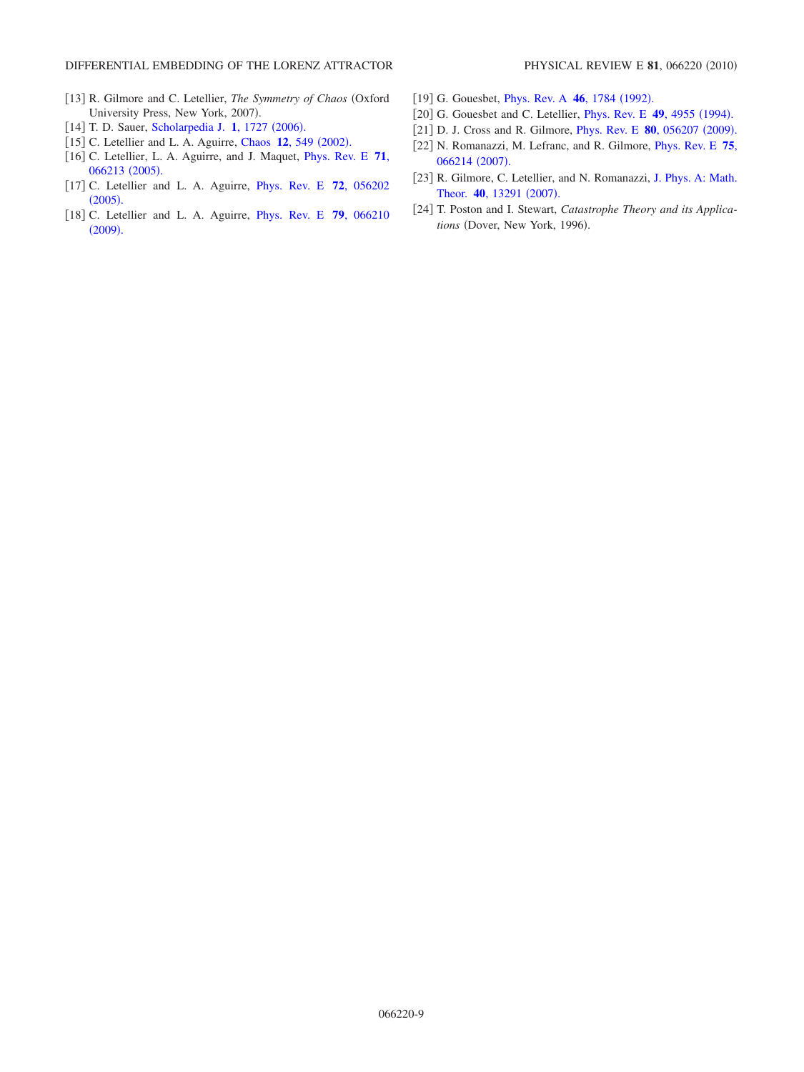[13] R. Gilmore and C. Letellier, *The Symmetry of Chaos* (Oxford University Press, New York, 2007).

[14] T. D. Sauer, Scholarpedia J. **1**, 1727 (2006).

[15] C. Letellier and L. A. Aguirre, Chaos **12**, 549 (2002).

[16] C. Letellier, L. A. Aguirre, and J. Maquet, Phys. Rev. E **71**, 066213 (2005).

[17] C. Letellier and L. A. Aguirre, Phys. Rev. E **72**, 056202 (2005).

[18] C. Letellier and L. A. Aguirre, Phys. Rev. E **79**, 066210 (2009).

[19] G. Gouesbet, Phys. Rev. A **46**, 1784 (1992).

[20] G. Gouesbet and C. Letellier, Phys. Rev. E **49**, 4955 (1994).

[21] D. J. Cross and R. Gilmore, Phys. Rev. E **80**, 056207 (2009).

[22] N. Romanazzi, M. Lefranc, and R. Gilmore, Phys. Rev. E **75**, 066214 (2007).

[23] R. Gilmore, C. Letellier, and N. Romanazzi, J. Phys. A: Math. Theor. **40**, 13291 (2007).

[24] T. Poston and I. Stewart, *Catastrophe Theory and its Applications* (Dover, New York, 1996).